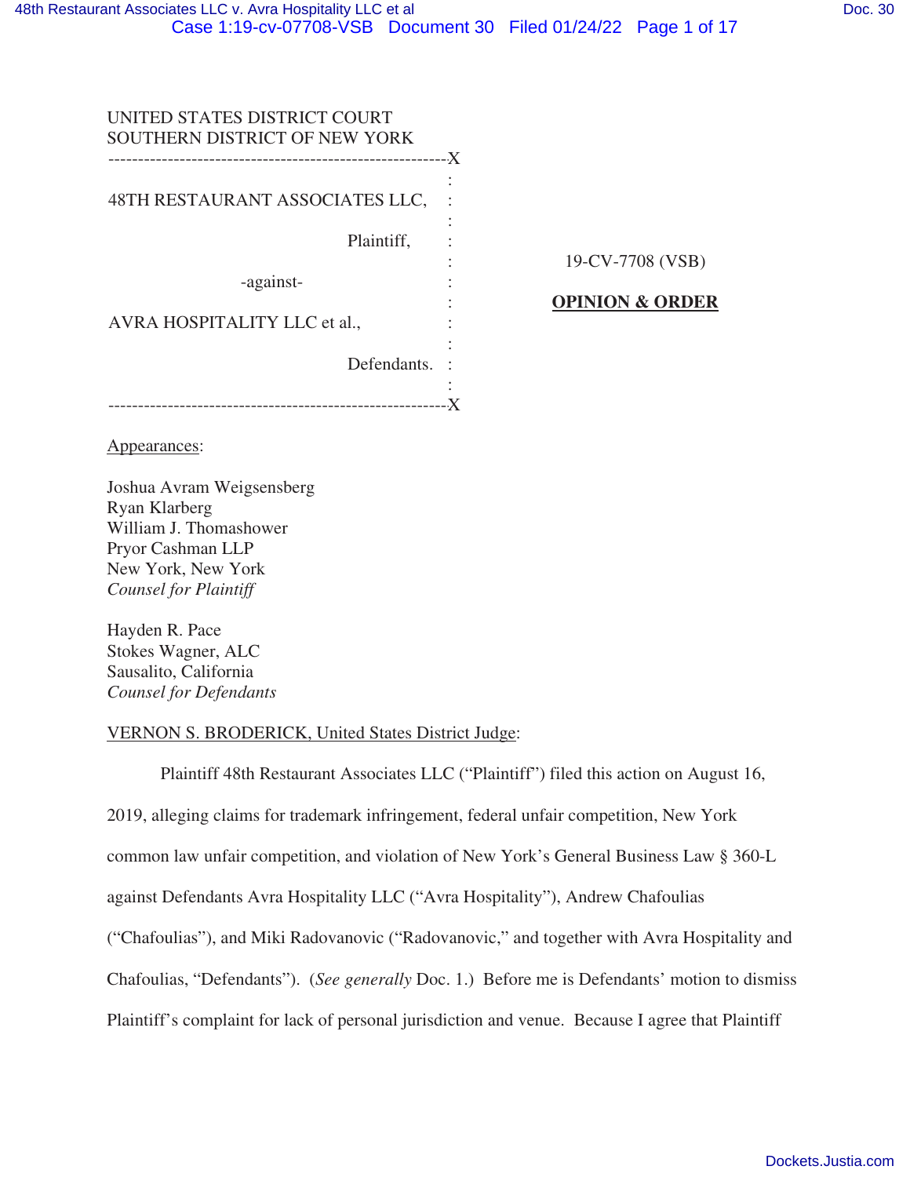UNITED STATES DISTRICT COURT
SOUTHERN DISTRICT OF NEW YORK

48TH RESTAURANT ASSOCIATES LLC,

Plaintiff,

-against-

AVRA HOSPITALITY LLC et al.,

Defendants.

19-CV-7708 (VSB)

**OPINION & ORDER**

Appearances:

Joshua Avram Weigsensberg
Ryan Klarberg
William J. Thomashower
Pryor Cashman LLP
New York, New York
*Counsel for Plaintiff*

Hayden R. Pace
Stokes Wagner, ALC
Sausalito, California
*Counsel for Defendants*

VERNON S. BRODERICK, United States District Judge:

Plaintiff 48th Restaurant Associates LLC ("Plaintiff") filed this action on August 16, 2019, alleging claims for trademark infringement, federal unfair competition, New York common law unfair competition, and violation of New York's General Business Law § 360-L against Defendants Avra Hospitality LLC ("Avra Hospitality"), Andrew Chafoulias ("Chafoulias"), and Miki Radovanovic ("Radovanovic," and together with Avra Hospitality and Chafoulias, "Defendants"). (*See generally* Doc. 1.) Before me is Defendants' motion to dismiss Plaintiff's complaint for lack of personal jurisdiction and venue. Because I agree that Plaintiff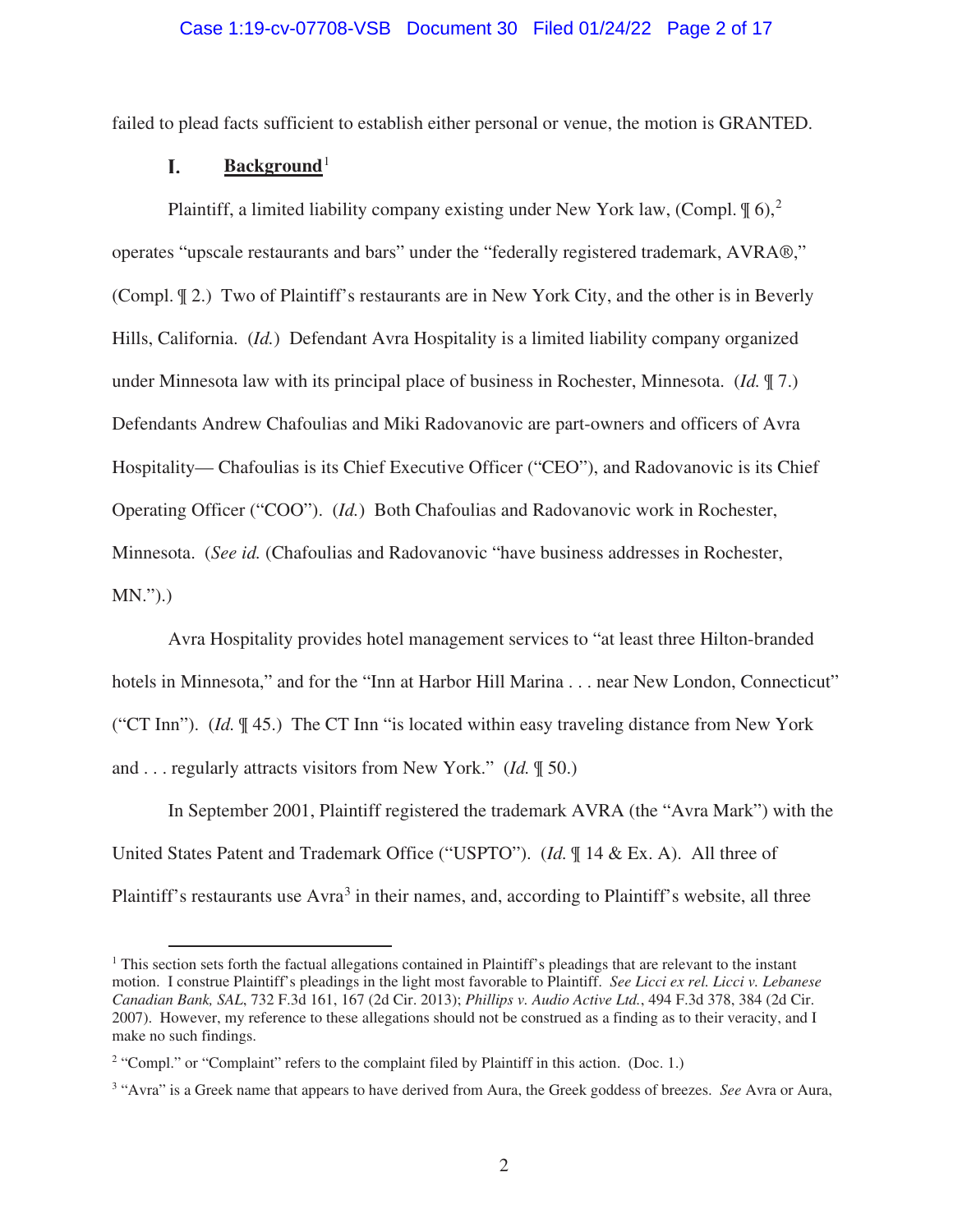failed to plead facts sufficient to establish either personal or venue, the motion is GRANTED.

## I. Background[1]

Plaintiff, a limited liability company existing under New York law, (Compl. ¶ 6),[2] operates "upscale restaurants and bars" under the "federally registered trademark, AVRA®," (Compl. ¶ 2.) Two of Plaintiff's restaurants are in New York City, and the other is in Beverly Hills, California. (*Id.*) Defendant Avra Hospitality is a limited liability company organized under Minnesota law with its principal place of business in Rochester, Minnesota. (*Id.* ¶ 7.) Defendants Andrew Chafoulias and Miki Radovanovic are part-owners and officers of Avra Hospitality— Chafoulias is its Chief Executive Officer ("CEO"), and Radovanovic is its Chief Operating Officer ("COO"). (*Id.*) Both Chafoulias and Radovanovic work in Rochester, Minnesota. (*See id.* (Chafoulias and Radovanovic "have business addresses in Rochester, MN.").)

Avra Hospitality provides hotel management services to "at least three Hilton-branded hotels in Minnesota," and for the "Inn at Harbor Hill Marina . . . near New London, Connecticut" ("CT Inn"). (*Id.* ¶ 45.) The CT Inn "is located within easy traveling distance from New York and . . . regularly attracts visitors from New York." (*Id.* ¶ 50.)

In September 2001, Plaintiff registered the trademark AVRA (the "Avra Mark") with the United States Patent and Trademark Office ("USPTO"). (*Id.* ¶ 14 & Ex. A). All three of Plaintiff's restaurants use Avra[3] in their names, and, according to Plaintiff's website, all three

---

[1] This section sets forth the factual allegations contained in Plaintiff's pleadings that are relevant to the instant motion. I construe Plaintiff's pleadings in the light most favorable to Plaintiff. *See Licci ex rel. Licci v. Lebanese Canadian Bank, SAL*, 732 F.3d 161, 167 (2d Cir. 2013); *Phillips v. Audio Active Ltd.*, 494 F.3d 378, 384 (2d Cir. 2007). However, my reference to these allegations should not be construed as a finding as to their veracity, and I make no such findings.

[2] "Compl." or "Complaint" refers to the complaint filed by Plaintiff in this action. (Doc. 1.)

[3] "Avra" is a Greek name that appears to have derived from Aura, the Greek goddess of breezes. *See* Avra or Aura,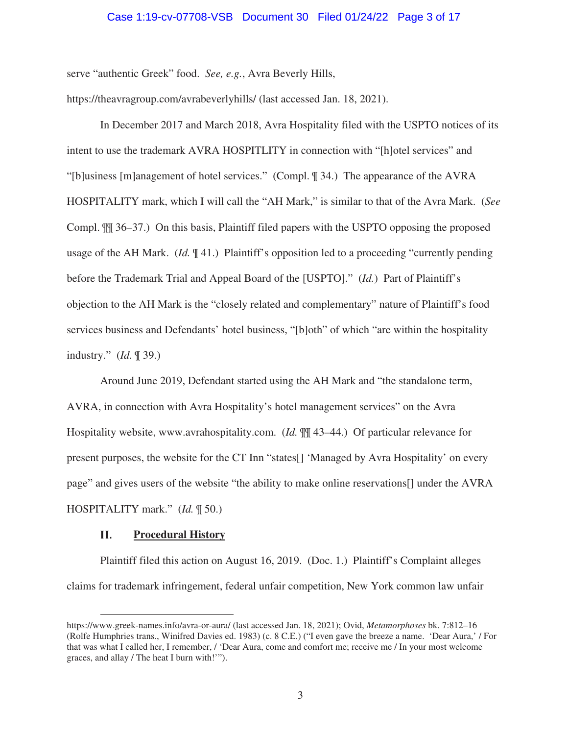serve "authentic Greek" food. *See, e.g.*, Avra Beverly Hills, https://theavragroup.com/avrabeverlyhills/ (last accessed Jan. 18, 2021).

In December 2017 and March 2018, Avra Hospitality filed with the USPTO notices of its intent to use the trademark AVRA HOSPITLITY in connection with "[h]otel services" and "[b]usiness [m]anagement of hotel services." (Compl. ¶ 34.) The appearance of the AVRA HOSPITALITY mark, which I will call the "AH Mark," is similar to that of the Avra Mark. (*See* Compl. ¶¶ 36–37.) On this basis, Plaintiff filed papers with the USPTO opposing the proposed usage of the AH Mark. (*Id.* ¶ 41.) Plaintiff's opposition led to a proceeding "currently pending before the Trademark Trial and Appeal Board of the [USPTO]." (*Id.*) Part of Plaintiff's objection to the AH Mark is the "closely related and complementary" nature of Plaintiff's food services business and Defendants' hotel business, "[b]oth" of which "are within the hospitality industry." (*Id.* ¶ 39.)

Around June 2019, Defendant started using the AH Mark and "the standalone term, AVRA, in connection with Avra Hospitality's hotel management services" on the Avra Hospitality website, www.avrahospitality.com. (*Id.* ¶¶ 43–44.) Of particular relevance for present purposes, the website for the CT Inn "states[] 'Managed by Avra Hospitality' on every page" and gives users of the website "the ability to make online reservations[] under the AVRA HOSPITALITY mark." (*Id.* ¶ 50.)

## II. **Procedural History**

Plaintiff filed this action on August 16, 2019. (Doc. 1.) Plaintiff's Complaint alleges claims for trademark infringement, federal unfair competition, New York common law unfair

---

https://www.greek-names.info/avra-or-aura/ (last accessed Jan. 18, 2021); Ovid, *Metamorphoses* bk. 7:812–16 (Rolfe Humphries trans., Winifred Davies ed. 1983) (c. 8 C.E.) ("I even gave the breeze a name. 'Dear Aura,' / For that was what I called her, I remember, / 'Dear Aura, come and comfort me; receive me / In your most welcome graces, and allay / The heat I burn with!'").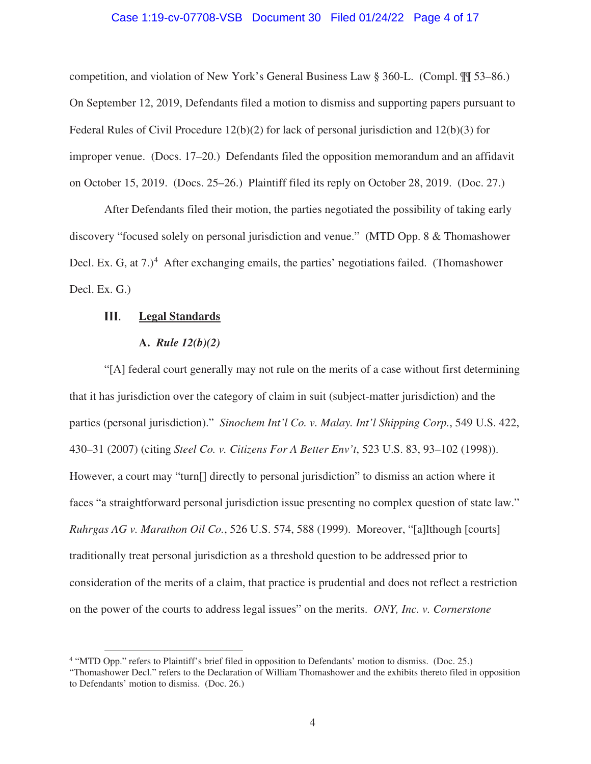competition, and violation of New York's General Business Law § 360-L. (Compl. ¶¶ 53–86.) On September 12, 2019, Defendants filed a motion to dismiss and supporting papers pursuant to Federal Rules of Civil Procedure 12(b)(2) for lack of personal jurisdiction and 12(b)(3) for improper venue. (Docs. 17–20.) Defendants filed the opposition memorandum and an affidavit on October 15, 2019. (Docs. 25–26.) Plaintiff filed its reply on October 28, 2019. (Doc. 27.)

After Defendants filed their motion, the parties negotiated the possibility of taking early discovery "focused solely on personal jurisdiction and venue." (MTD Opp. 8 & Thomashower Decl. Ex. G, at 7.)[4] After exchanging emails, the parties' negotiations failed. (Thomashower Decl. Ex. G.)

## III. Legal Standards

### A. *Rule 12(b)(2)*

"[A] federal court generally may not rule on the merits of a case without first determining that it has jurisdiction over the category of claim in suit (subject-matter jurisdiction) and the parties (personal jurisdiction)." *Sinochem Int'l Co. v. Malay. Int'l Shipping Corp.*, 549 U.S. 422, 430–31 (2007) (citing *Steel Co. v. Citizens For A Better Env't*, 523 U.S. 83, 93–102 (1998)). However, a court may "turn[] directly to personal jurisdiction" to dismiss an action where it faces "a straightforward personal jurisdiction issue presenting no complex question of state law." *Ruhrgas AG v. Marathon Oil Co.*, 526 U.S. 574, 588 (1999). Moreover, "[a]lthough [courts] traditionally treat personal jurisdiction as a threshold question to be addressed prior to consideration of the merits of a claim, that practice is prudential and does not reflect a restriction on the power of the courts to address legal issues" on the merits. *ONY, Inc. v. Cornerstone*

---

[4] "MTD Opp." refers to Plaintiff's brief filed in opposition to Defendants' motion to dismiss. (Doc. 25.) "Thomashower Decl." refers to the Declaration of William Thomashower and the exhibits thereto filed in opposition to Defendants' motion to dismiss. (Doc. 26.)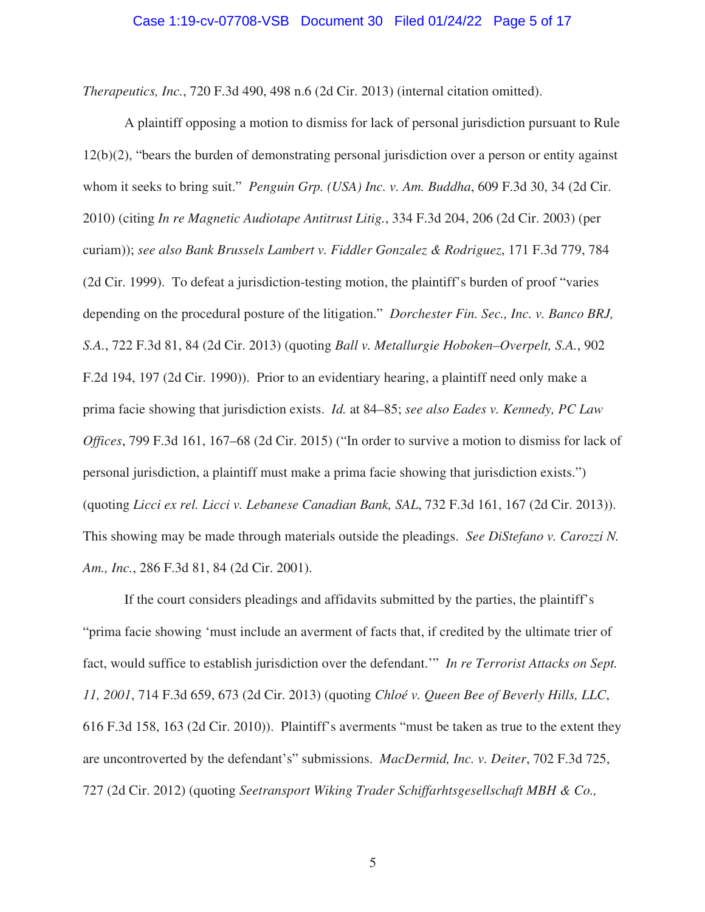*Therapeutics, Inc.*, 720 F.3d 490, 498 n.6 (2d Cir. 2013) (internal citation omitted).

A plaintiff opposing a motion to dismiss for lack of personal jurisdiction pursuant to Rule 12(b)(2), "bears the burden of demonstrating personal jurisdiction over a person or entity against whom it seeks to bring suit." *Penguin Grp. (USA) Inc. v. Am. Buddha*, 609 F.3d 30, 34 (2d Cir. 2010) (citing *In re Magnetic Audiotape Antitrust Litig.*, 334 F.3d 204, 206 (2d Cir. 2003) (per curiam)); *see also Bank Brussels Lambert v. Fiddler Gonzalez & Rodriguez*, 171 F.3d 779, 784 (2d Cir. 1999). To defeat a jurisdiction-testing motion, the plaintiff's burden of proof "varies depending on the procedural posture of the litigation." *Dorchester Fin. Sec., Inc. v. Banco BRJ, S.A.*, 722 F.3d 81, 84 (2d Cir. 2013) (quoting *Ball v. Metallurgie Hoboken–Overpelt, S.A.*, 902 F.2d 194, 197 (2d Cir. 1990)). Prior to an evidentiary hearing, a plaintiff need only make a prima facie showing that jurisdiction exists. *Id.* at 84–85; *see also Eades v. Kennedy, PC Law Offices*, 799 F.3d 161, 167–68 (2d Cir. 2015) ("In order to survive a motion to dismiss for lack of personal jurisdiction, a plaintiff must make a prima facie showing that jurisdiction exists.") (quoting *Licci ex rel. Licci v. Lebanese Canadian Bank, SAL*, 732 F.3d 161, 167 (2d Cir. 2013)). This showing may be made through materials outside the pleadings. *See DiStefano v. Carozzi N. Am., Inc.*, 286 F.3d 81, 84 (2d Cir. 2001).

If the court considers pleadings and affidavits submitted by the parties, the plaintiff's "prima facie showing 'must include an averment of facts that, if credited by the ultimate trier of fact, would suffice to establish jurisdiction over the defendant.'" *In re Terrorist Attacks on Sept. 11, 2001*, 714 F.3d 659, 673 (2d Cir. 2013) (quoting *Chloé v. Queen Bee of Beverly Hills, LLC*, 616 F.3d 158, 163 (2d Cir. 2010)). Plaintiff's averments "must be taken as true to the extent they are uncontroverted by the defendant's" submissions. *MacDermid, Inc. v. Deiter*, 702 F.3d 725, 727 (2d Cir. 2012) (quoting *Seetransport Wiking Trader Schiffarhtsgesellschaft MBH & Co.,*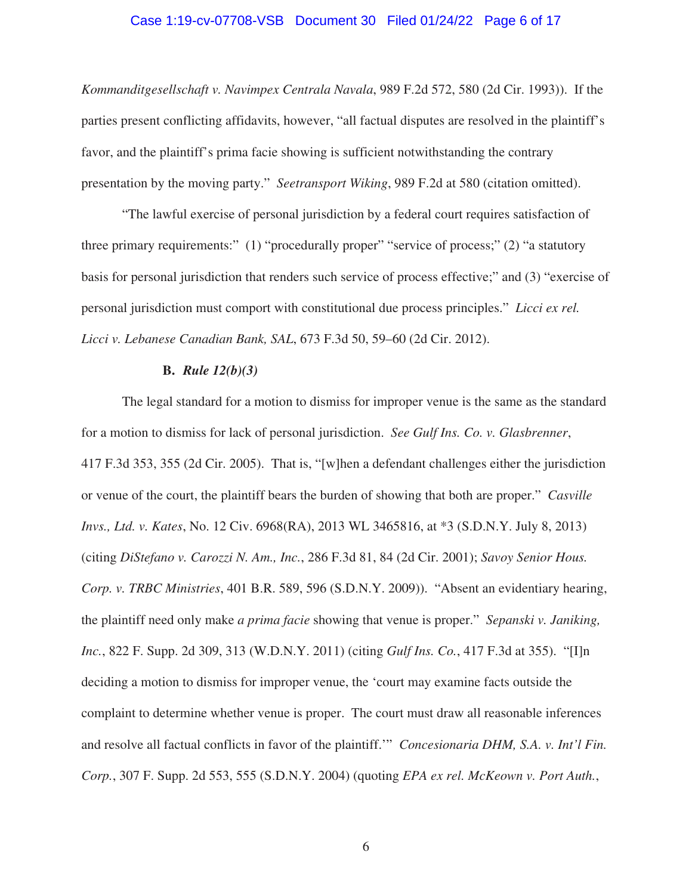*Kommanditgesellschaft v. Navimpex Centrala Navala*, 989 F.2d 572, 580 (2d Cir. 1993)). If the parties present conflicting affidavits, however, "all factual disputes are resolved in the plaintiff's favor, and the plaintiff's prima facie showing is sufficient notwithstanding the contrary presentation by the moving party." *Seetransport Wiking*, 989 F.2d at 580 (citation omitted).

"The lawful exercise of personal jurisdiction by a federal court requires satisfaction of three primary requirements:" (1) "procedurally proper" "service of process;" (2) "a statutory basis for personal jurisdiction that renders such service of process effective;" and (3) "exercise of personal jurisdiction must comport with constitutional due process principles." *Licci ex rel. Licci v. Lebanese Canadian Bank, SAL*, 673 F.3d 50, 59–60 (2d Cir. 2012).

**B.** ***Rule 12(b)(3)***

The legal standard for a motion to dismiss for improper venue is the same as the standard for a motion to dismiss for lack of personal jurisdiction. *See Gulf Ins. Co. v. Glasbrenner*, 417 F.3d 353, 355 (2d Cir. 2005). That is, "[w]hen a defendant challenges either the jurisdiction or venue of the court, the plaintiff bears the burden of showing that both are proper." *Casville Invs., Ltd. v. Kates*, No. 12 Civ. 6968(RA), 2013 WL 3465816, at *3 (S.D.N.Y. July 8, 2013) (citing *DiStefano v. Carozzi N. Am., Inc.*, 286 F.3d 81, 84 (2d Cir. 2001); *Savoy Senior Hous. Corp. v. TRBC Ministries*, 401 B.R. 589, 596 (S.D.N.Y. 2009)). "Absent an evidentiary hearing, the plaintiff need only make *a prima facie* showing that venue is proper." *Sepanski v. Janiking, Inc.*, 822 F. Supp. 2d 309, 313 (W.D.N.Y. 2011) (citing *Gulf Ins. Co.*, 417 F.3d at 355). "[I]n deciding a motion to dismiss for improper venue, the 'court may examine facts outside the complaint to determine whether venue is proper. The court must draw all reasonable inferences and resolve all factual conflicts in favor of the plaintiff.'" *Concesionaria DHM, S.A. v. Int'l Fin. Corp.*, 307 F. Supp. 2d 553, 555 (S.D.N.Y. 2004) (quoting *EPA ex rel. McKeown v. Port Auth.*,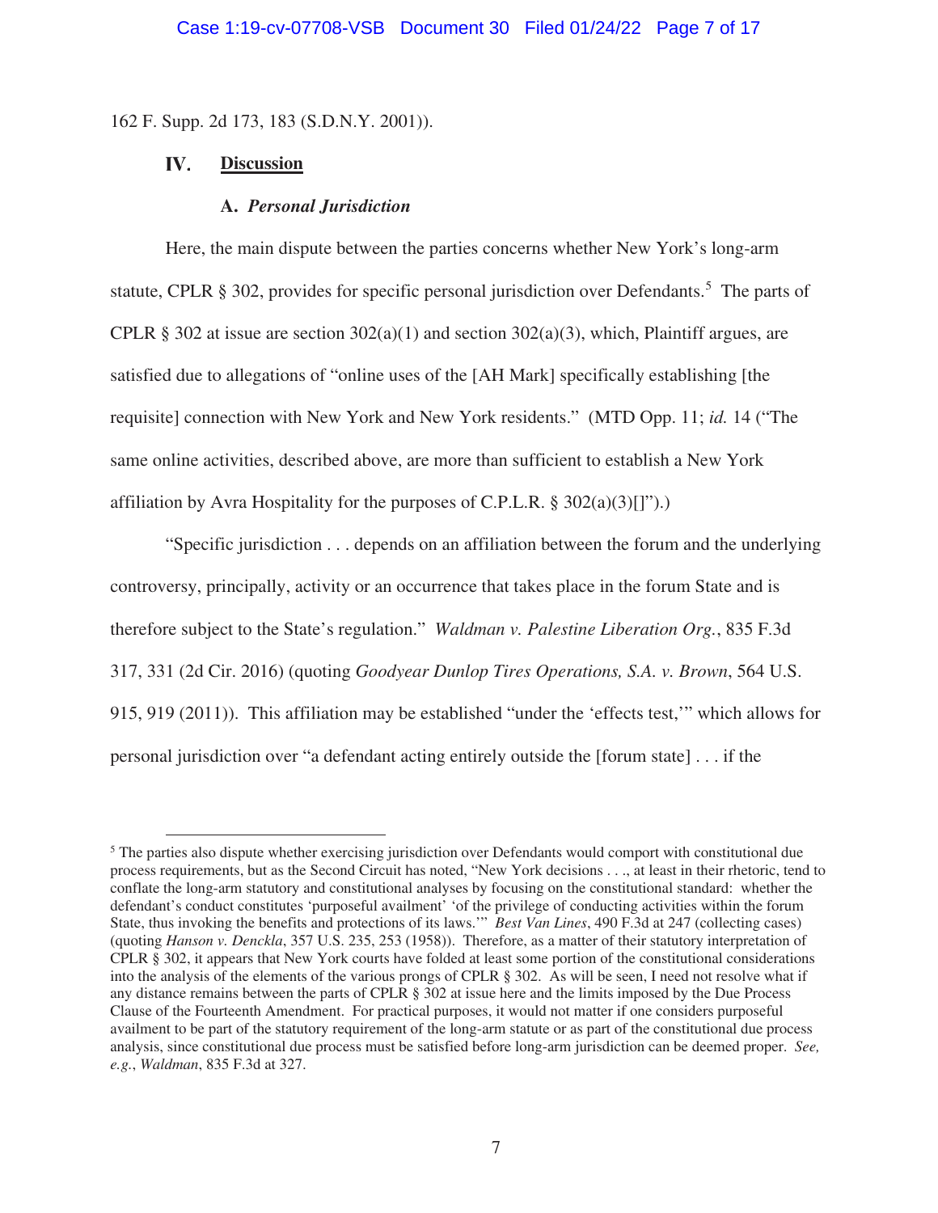162 F. Supp. 2d 173, 183 (S.D.N.Y. 2001)).

## IV. Discussion

### A. *Personal Jurisdiction*

Here, the main dispute between the parties concerns whether New York's long-arm statute, CPLR § 302, provides for specific personal jurisdiction over Defendants.[5] The parts of CPLR § 302 at issue are section 302(a)(1) and section 302(a)(3), which, Plaintiff argues, are satisfied due to allegations of "online uses of the [AH Mark] specifically establishing [the requisite] connection with New York and New York residents." (MTD Opp. 11; *id.* 14 ("The same online activities, described above, are more than sufficient to establish a New York affiliation by Avra Hospitality for the purposes of C.P.L.R. § 302(a)(3)[]").)

"Specific jurisdiction . . . depends on an affiliation between the forum and the underlying controversy, principally, activity or an occurrence that takes place in the forum State and is therefore subject to the State's regulation." *Waldman v. Palestine Liberation Org.*, 835 F.3d 317, 331 (2d Cir. 2016) (quoting *Goodyear Dunlop Tires Operations, S.A. v. Brown*, 564 U.S. 915, 919 (2011)). This affiliation may be established "under the 'effects test,'" which allows for personal jurisdiction over "a defendant acting entirely outside the [forum state] . . . if the

---

[5] The parties also dispute whether exercising jurisdiction over Defendants would comport with constitutional due process requirements, but as the Second Circuit has noted, "New York decisions . . ., at least in their rhetoric, tend to conflate the long-arm statutory and constitutional analyses by focusing on the constitutional standard: whether the defendant's conduct constitutes 'purposeful availment' 'of the privilege of conducting activities within the forum State, thus invoking the benefits and protections of its laws.'" *Best Van Lines*, 490 F.3d at 247 (collecting cases) (quoting *Hanson v. Denckla*, 357 U.S. 235, 253 (1958)). Therefore, as a matter of their statutory interpretation of CPLR § 302, it appears that New York courts have folded at least some portion of the constitutional considerations into the analysis of the elements of the various prongs of CPLR § 302. As will be seen, I need not resolve what if any distance remains between the parts of CPLR § 302 at issue here and the limits imposed by the Due Process Clause of the Fourteenth Amendment. For practical purposes, it would not matter if one considers purposeful availment to be part of the statutory requirement of the long-arm statute or as part of the constitutional due process analysis, since constitutional due process must be satisfied before long-arm jurisdiction can be deemed proper. *See, e.g.*, *Waldman*, 835 F.3d at 327.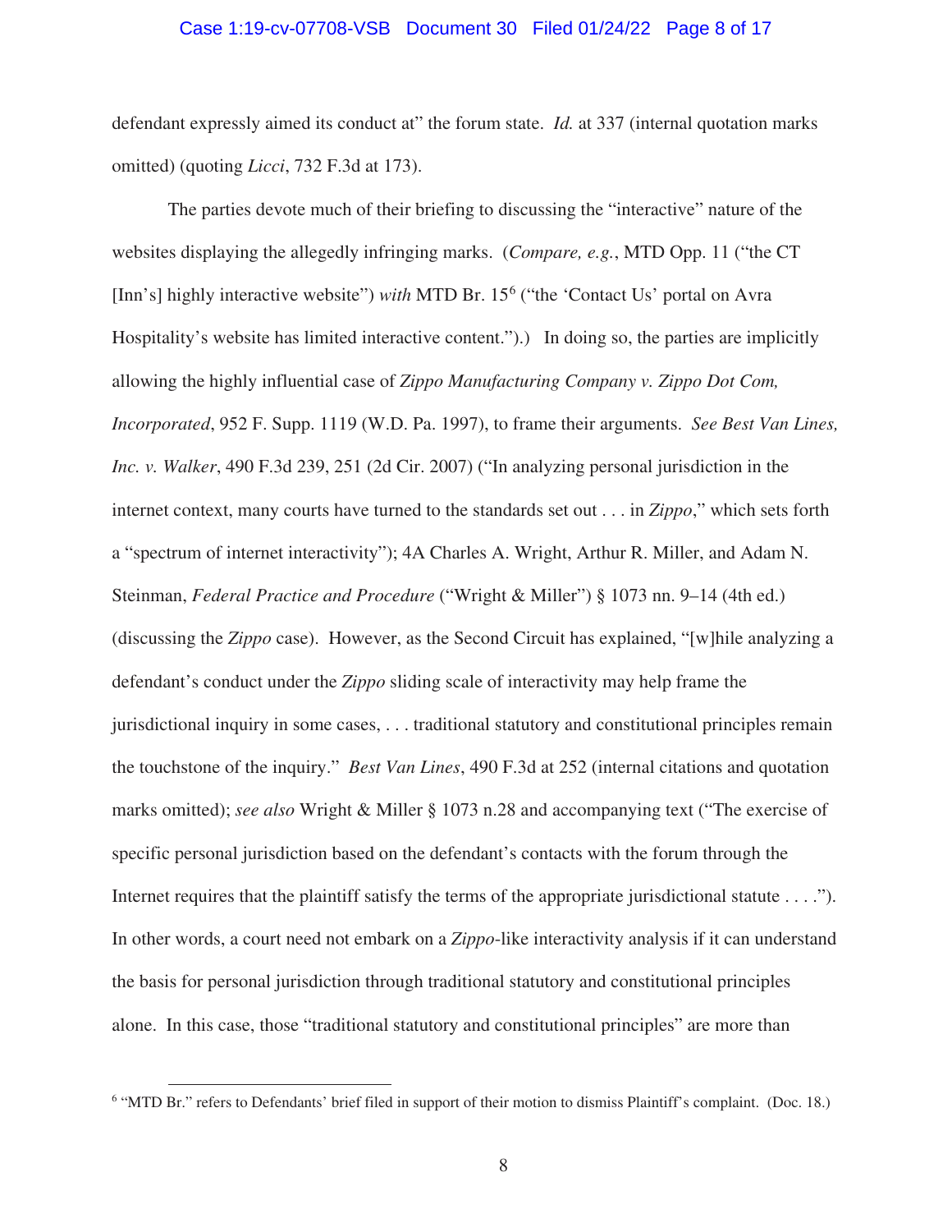defendant expressly aimed its conduct at" the forum state. *Id.* at 337 (internal quotation marks omitted) (quoting *Licci*, 732 F.3d at 173).

The parties devote much of their briefing to discussing the "interactive" nature of the websites displaying the allegedly infringing marks. (*Compare, e.g.*, MTD Opp. 11 ("the CT [Inn's] highly interactive website") *with* MTD Br. 15[6] ("the 'Contact Us' portal on Avra Hospitality's website has limited interactive content.").) In doing so, the parties are implicitly allowing the highly influential case of *Zippo Manufacturing Company v. Zippo Dot Com, Incorporated*, 952 F. Supp. 1119 (W.D. Pa. 1997), to frame their arguments. *See Best Van Lines, Inc. v. Walker*, 490 F.3d 239, 251 (2d Cir. 2007) ("In analyzing personal jurisdiction in the internet context, many courts have turned to the standards set out . . . in *Zippo*," which sets forth a "spectrum of internet interactivity"); 4A Charles A. Wright, Arthur R. Miller, and Adam N. Steinman, *Federal Practice and Procedure* ("Wright & Miller") § 1073 nn. 9–14 (4th ed.) (discussing the *Zippo* case). However, as the Second Circuit has explained, "[w]hile analyzing a defendant's conduct under the *Zippo* sliding scale of interactivity may help frame the jurisdictional inquiry in some cases, . . . traditional statutory and constitutional principles remain the touchstone of the inquiry." *Best Van Lines*, 490 F.3d at 252 (internal citations and quotation marks omitted); *see also* Wright & Miller § 1073 n.28 and accompanying text ("The exercise of specific personal jurisdiction based on the defendant's contacts with the forum through the Internet requires that the plaintiff satisfy the terms of the appropriate jurisdictional statute . . . ."). In other words, a court need not embark on a *Zippo*-like interactivity analysis if it can understand the basis for personal jurisdiction through traditional statutory and constitutional principles alone. In this case, those "traditional statutory and constitutional principles" are more than

[6] "MTD Br." refers to Defendants' brief filed in support of their motion to dismiss Plaintiff's complaint. (Doc. 18.)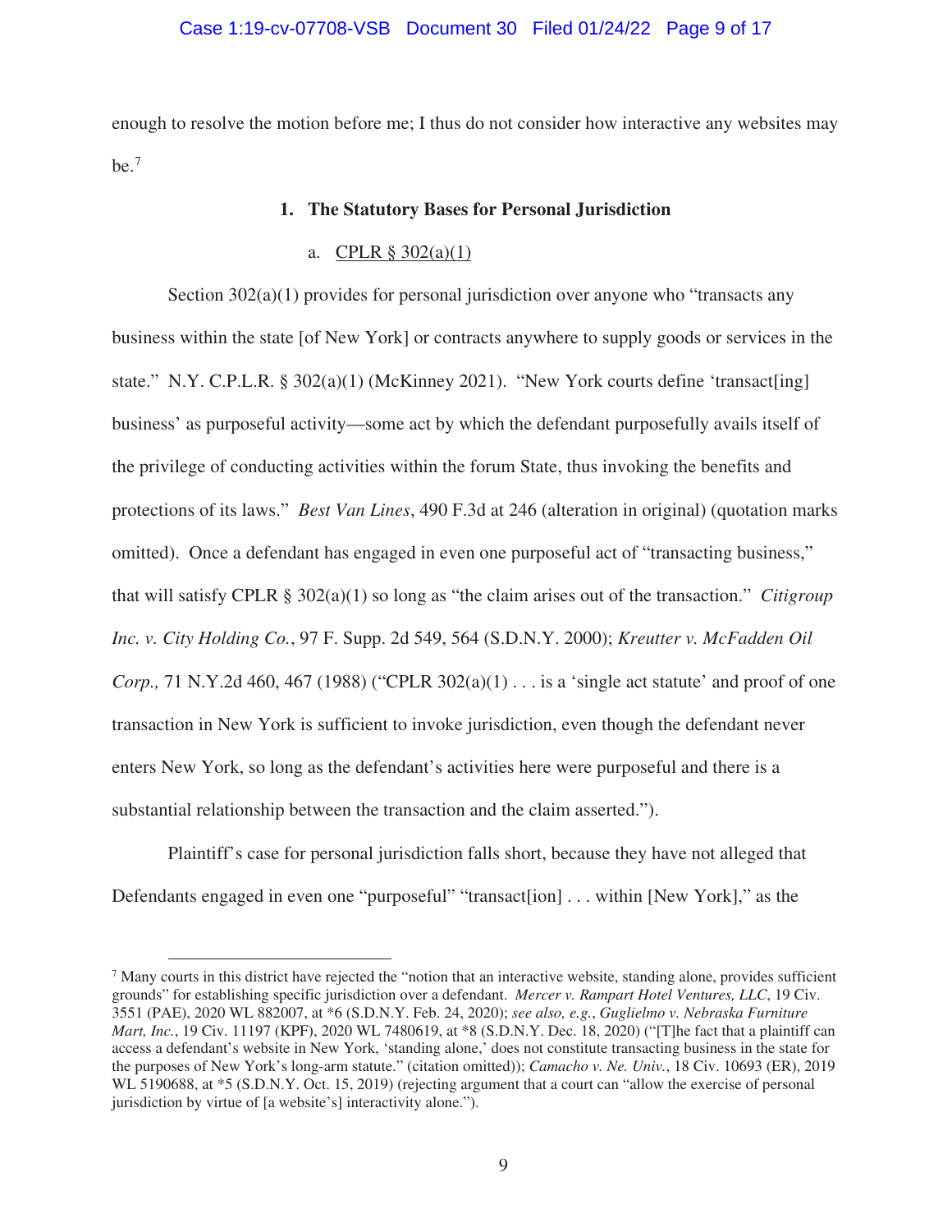enough to resolve the motion before me; I thus do not consider how interactive any websites may be.[7]

### 1. The Statutory Bases for Personal Jurisdiction

#### a. CPLR § 302(a)(1)

Section 302(a)(1) provides for personal jurisdiction over anyone who "transacts any business within the state [of New York] or contracts anywhere to supply goods or services in the state." N.Y. C.P.L.R. § 302(a)(1) (McKinney 2021). "New York courts define 'transact[ing] business' as purposeful activity—some act by which the defendant purposefully avails itself of the privilege of conducting activities within the forum State, thus invoking the benefits and protections of its laws." *Best Van Lines*, 490 F.3d at 246 (alteration in original) (quotation marks omitted). Once a defendant has engaged in even one purposeful act of "transacting business," that will satisfy CPLR § 302(a)(1) so long as "the claim arises out of the transaction." *Citigroup Inc. v. City Holding Co.*, 97 F. Supp. 2d 549, 564 (S.D.N.Y. 2000); *Kreutter v. McFadden Oil Corp.,* 71 N.Y.2d 460, 467 (1988) ("CPLR 302(a)(1) . . . is a 'single act statute' and proof of one transaction in New York is sufficient to invoke jurisdiction, even though the defendant never enters New York, so long as the defendant's activities here were purposeful and there is a substantial relationship between the transaction and the claim asserted.").

Plaintiff's case for personal jurisdiction falls short, because they have not alleged that Defendants engaged in even one "purposeful" "transact[ion] . . . within [New York]," as the

---

[7] Many courts in this district have rejected the "notion that an interactive website, standing alone, provides sufficient grounds" for establishing specific jurisdiction over a defendant. *Mercer v. Rampart Hotel Ventures, LLC*, 19 Civ. 3551 (PAE), 2020 WL 882007, at *6 (S.D.N.Y. Feb. 24, 2020); *see also, e.g.*, *Guglielmo v. Nebraska Furniture Mart, Inc.*, 19 Civ. 11197 (KPF), 2020 WL 7480619, at *8 (S.D.N.Y. Dec. 18, 2020) ("[T]he fact that a plaintiff can access a defendant's website in New York, 'standing alone,' does not constitute transacting business in the state for the purposes of New York's long-arm statute." (citation omitted)); *Camacho v. Ne. Univ.*, 18 Civ. 10693 (ER), 2019 WL 5190688, at *5 (S.D.N.Y. Oct. 15, 2019) (rejecting argument that a court can "allow the exercise of personal jurisdiction by virtue of [a website's] interactivity alone.").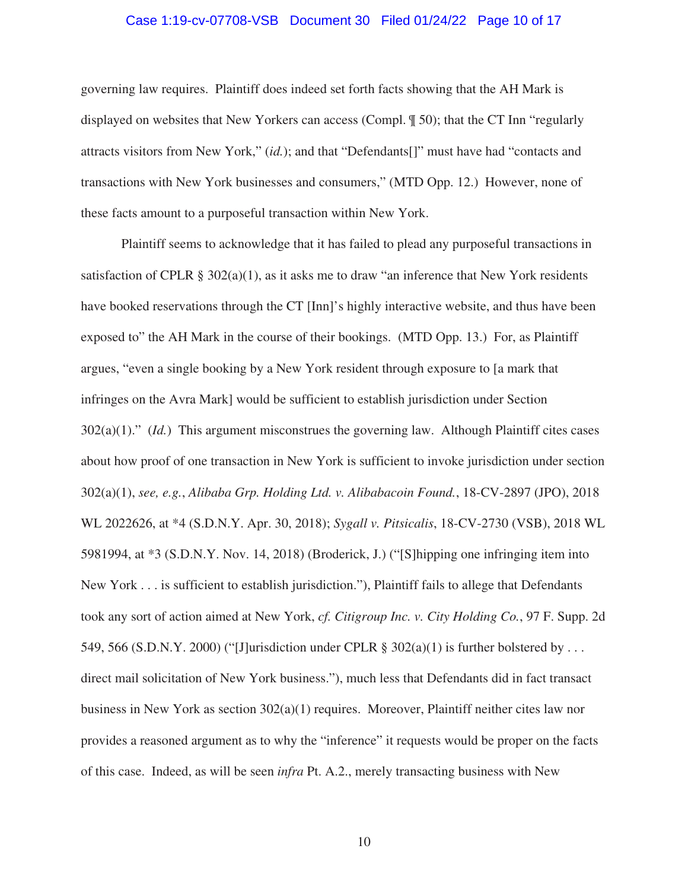governing law requires. Plaintiff does indeed set forth facts showing that the AH Mark is displayed on websites that New Yorkers can access (Compl. ¶ 50); that the CT Inn "regularly attracts visitors from New York," (*id.*); and that "Defendants[]" must have had "contacts and transactions with New York businesses and consumers," (MTD Opp. 12.) However, none of these facts amount to a purposeful transaction within New York.

Plaintiff seems to acknowledge that it has failed to plead any purposeful transactions in satisfaction of CPLR § 302(a)(1), as it asks me to draw "an inference that New York residents have booked reservations through the CT [Inn]'s highly interactive website, and thus have been exposed to" the AH Mark in the course of their bookings. (MTD Opp. 13.) For, as Plaintiff argues, "even a single booking by a New York resident through exposure to [a mark that infringes on the Avra Mark] would be sufficient to establish jurisdiction under Section 302(a)(1)." (*Id.*) This argument misconstrues the governing law. Although Plaintiff cites cases about how proof of one transaction in New York is sufficient to invoke jurisdiction under section 302(a)(1), *see, e.g.*, *Alibaba Grp. Holding Ltd. v. Alibabacoin Found.*, 18-CV-2897 (JPO), 2018 WL 2022626, at *4 (S.D.N.Y. Apr. 30, 2018); *Sygall v. Pitsicalis*, 18-CV-2730 (VSB), 2018 WL 5981994, at *3 (S.D.N.Y. Nov. 14, 2018) (Broderick, J.) ("[S]hipping one infringing item into New York . . . is sufficient to establish jurisdiction."), Plaintiff fails to allege that Defendants took any sort of action aimed at New York, *cf. Citigroup Inc. v. City Holding Co.*, 97 F. Supp. 2d 549, 566 (S.D.N.Y. 2000) ("[J]urisdiction under CPLR § 302(a)(1) is further bolstered by . . . direct mail solicitation of New York business."), much less that Defendants did in fact transact business in New York as section 302(a)(1) requires. Moreover, Plaintiff neither cites law nor provides a reasoned argument as to why the "inference" it requests would be proper on the facts of this case. Indeed, as will be seen *infra* Pt. A.2., merely transacting business with New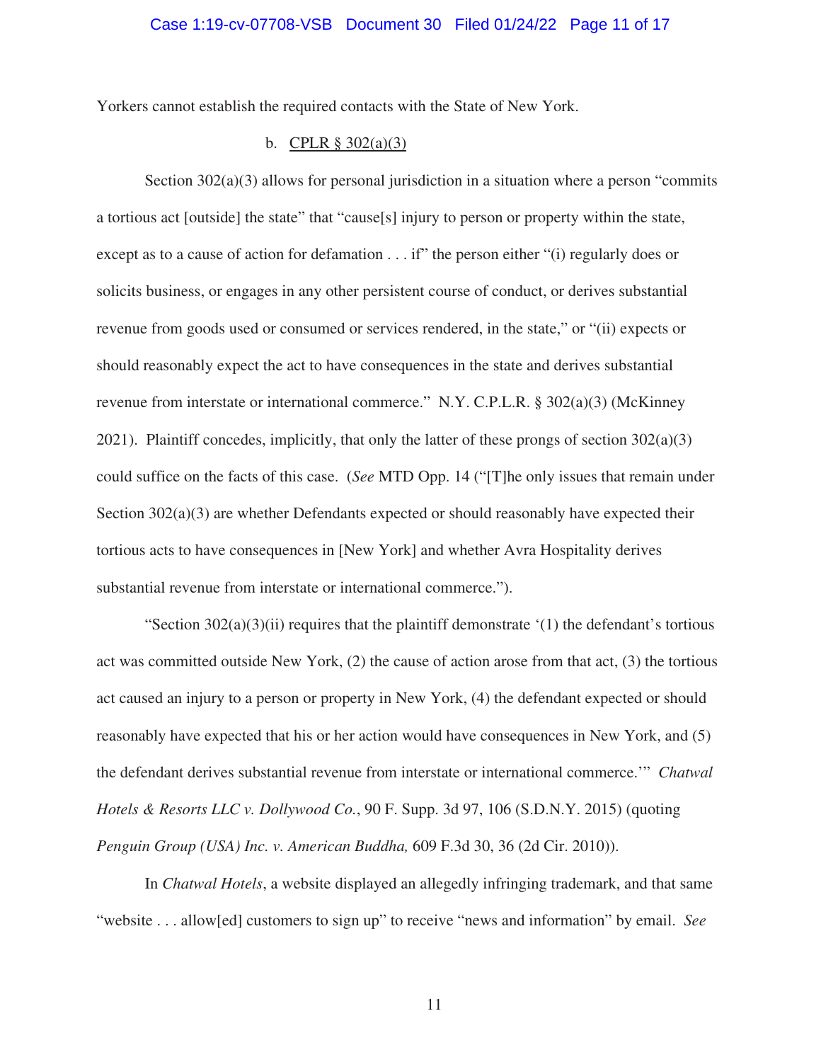Yorkers cannot establish the required contacts with the State of New York.

b. CPLR § 302(a)(3)

Section 302(a)(3) allows for personal jurisdiction in a situation where a person "commits a tortious act [outside] the state" that "cause[s] injury to person or property within the state, except as to a cause of action for defamation . . . if" the person either "(i) regularly does or solicits business, or engages in any other persistent course of conduct, or derives substantial revenue from goods used or consumed or services rendered, in the state," or "(ii) expects or should reasonably expect the act to have consequences in the state and derives substantial revenue from interstate or international commerce." N.Y. C.P.L.R. § 302(a)(3) (McKinney 2021). Plaintiff concedes, implicitly, that only the latter of these prongs of section 302(a)(3) could suffice on the facts of this case. (*See* MTD Opp. 14 ("[T]he only issues that remain under Section 302(a)(3) are whether Defendants expected or should reasonably have expected their tortious acts to have consequences in [New York] and whether Avra Hospitality derives substantial revenue from interstate or international commerce.").

"Section 302(a)(3)(ii) requires that the plaintiff demonstrate '(1) the defendant's tortious act was committed outside New York, (2) the cause of action arose from that act, (3) the tortious act caused an injury to a person or property in New York, (4) the defendant expected or should reasonably have expected that his or her action would have consequences in New York, and (5) the defendant derives substantial revenue from interstate or international commerce.'" *Chatwal Hotels & Resorts LLC v. Dollywood Co.*, 90 F. Supp. 3d 97, 106 (S.D.N.Y. 2015) (quoting *Penguin Group (USA) Inc. v. American Buddha,* 609 F.3d 30, 36 (2d Cir. 2010)).

In *Chatwal Hotels*, a website displayed an allegedly infringing trademark, and that same "website . . . allow[ed] customers to sign up" to receive "news and information" by email. *See*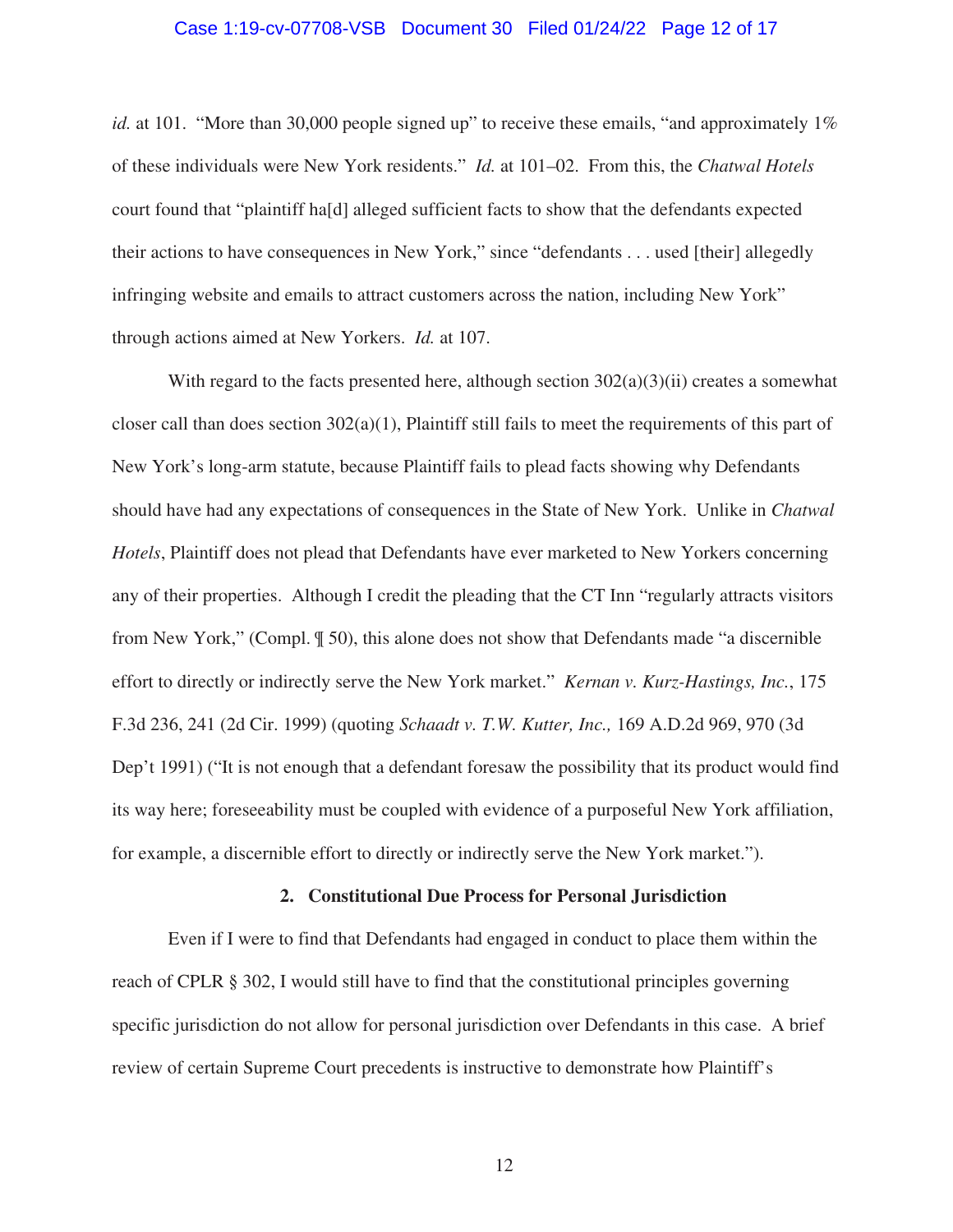*id.* at 101. "More than 30,000 people signed up" to receive these emails, "and approximately 1% of these individuals were New York residents." *Id.* at 101–02. From this, the *Chatwal Hotels* court found that "plaintiff ha[d] alleged sufficient facts to show that the defendants expected their actions to have consequences in New York," since "defendants . . . used [their] allegedly infringing website and emails to attract customers across the nation, including New York" through actions aimed at New Yorkers. *Id.* at 107.

With regard to the facts presented here, although section 302(a)(3)(ii) creates a somewhat closer call than does section 302(a)(1), Plaintiff still fails to meet the requirements of this part of New York's long-arm statute, because Plaintiff fails to plead facts showing why Defendants should have had any expectations of consequences in the State of New York. Unlike in *Chatwal Hotels*, Plaintiff does not plead that Defendants have ever marketed to New Yorkers concerning any of their properties. Although I credit the pleading that the CT Inn "regularly attracts visitors from New York," (Compl. ¶ 50), this alone does not show that Defendants made "a discernible effort to directly or indirectly serve the New York market." *Kernan v. Kurz-Hastings, Inc.*, 175 F.3d 236, 241 (2d Cir. 1999) (quoting *Schaadt v. T.W. Kutter, Inc.,* 169 A.D.2d 969, 970 (3d Dep't 1991) ("It is not enough that a defendant foresaw the possibility that its product would find its way here; foreseeability must be coupled with evidence of a purposeful New York affiliation, for example, a discernible effort to directly or indirectly serve the New York market.").

### 2. Constitutional Due Process for Personal Jurisdiction

Even if I were to find that Defendants had engaged in conduct to place them within the reach of CPLR § 302, I would still have to find that the constitutional principles governing specific jurisdiction do not allow for personal jurisdiction over Defendants in this case. A brief review of certain Supreme Court precedents is instructive to demonstrate how Plaintiff's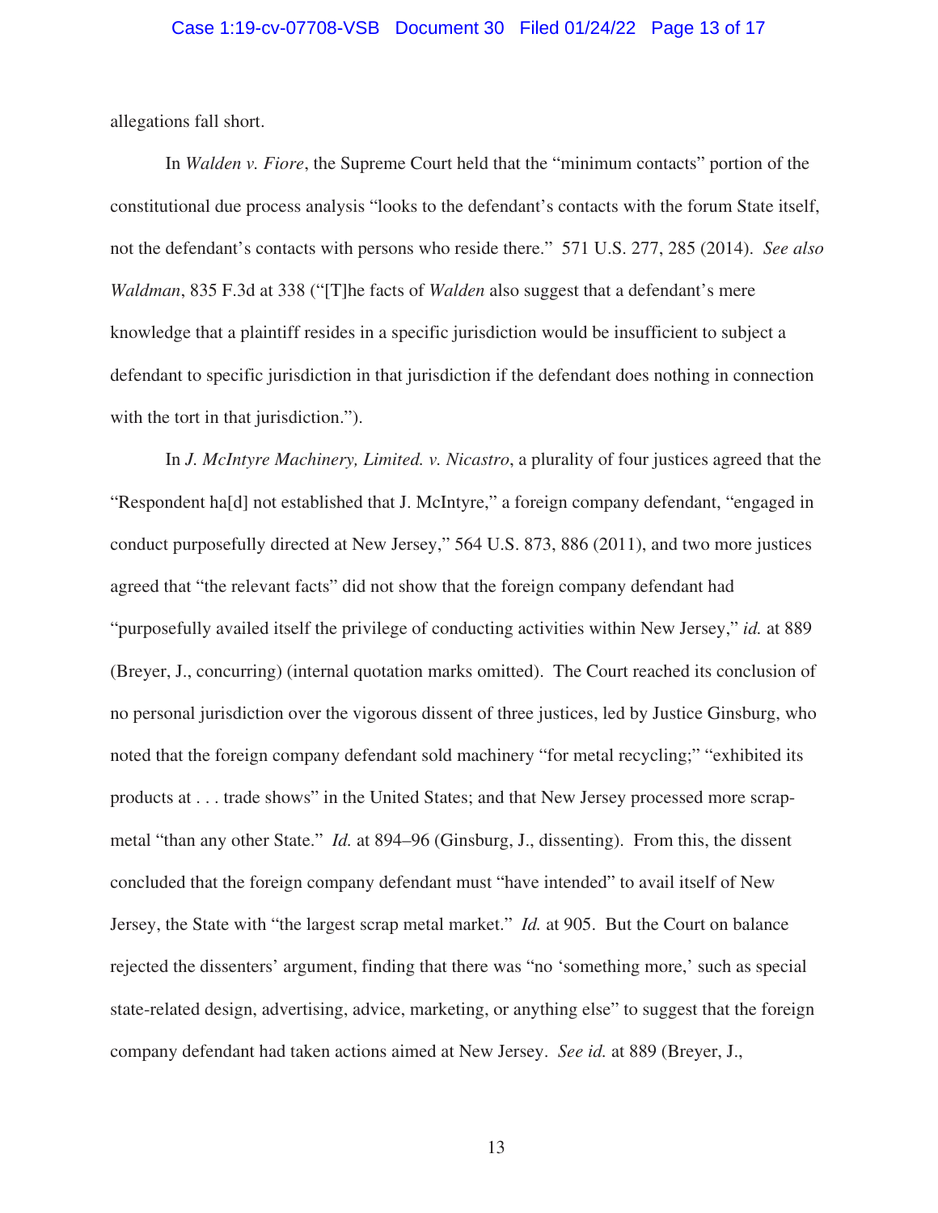allegations fall short.

In *Walden v. Fiore*, the Supreme Court held that the "minimum contacts" portion of the constitutional due process analysis "looks to the defendant's contacts with the forum State itself, not the defendant's contacts with persons who reside there." 571 U.S. 277, 285 (2014). *See also Waldman*, 835 F.3d at 338 ("[T]he facts of *Walden* also suggest that a defendant's mere knowledge that a plaintiff resides in a specific jurisdiction would be insufficient to subject a defendant to specific jurisdiction in that jurisdiction if the defendant does nothing in connection with the tort in that jurisdiction.").

In *J. McIntyre Machinery, Limited. v. Nicastro*, a plurality of four justices agreed that the "Respondent ha[d] not established that J. McIntyre," a foreign company defendant, "engaged in conduct purposefully directed at New Jersey," 564 U.S. 873, 886 (2011), and two more justices agreed that "the relevant facts" did not show that the foreign company defendant had "purposefully availed itself the privilege of conducting activities within New Jersey," *id.* at 889 (Breyer, J., concurring) (internal quotation marks omitted). The Court reached its conclusion of no personal jurisdiction over the vigorous dissent of three justices, led by Justice Ginsburg, who noted that the foreign company defendant sold machinery "for metal recycling;" "exhibited its products at . . . trade shows" in the United States; and that New Jersey processed more scrap-metal "than any other State." *Id.* at 894–96 (Ginsburg, J., dissenting). From this, the dissent concluded that the foreign company defendant must "have intended" to avail itself of New Jersey, the State with "the largest scrap metal market." *Id.* at 905. But the Court on balance rejected the dissenters' argument, finding that there was "no 'something more,' such as special state-related design, advertising, advice, marketing, or anything else" to suggest that the foreign company defendant had taken actions aimed at New Jersey. *See id.* at 889 (Breyer, J.,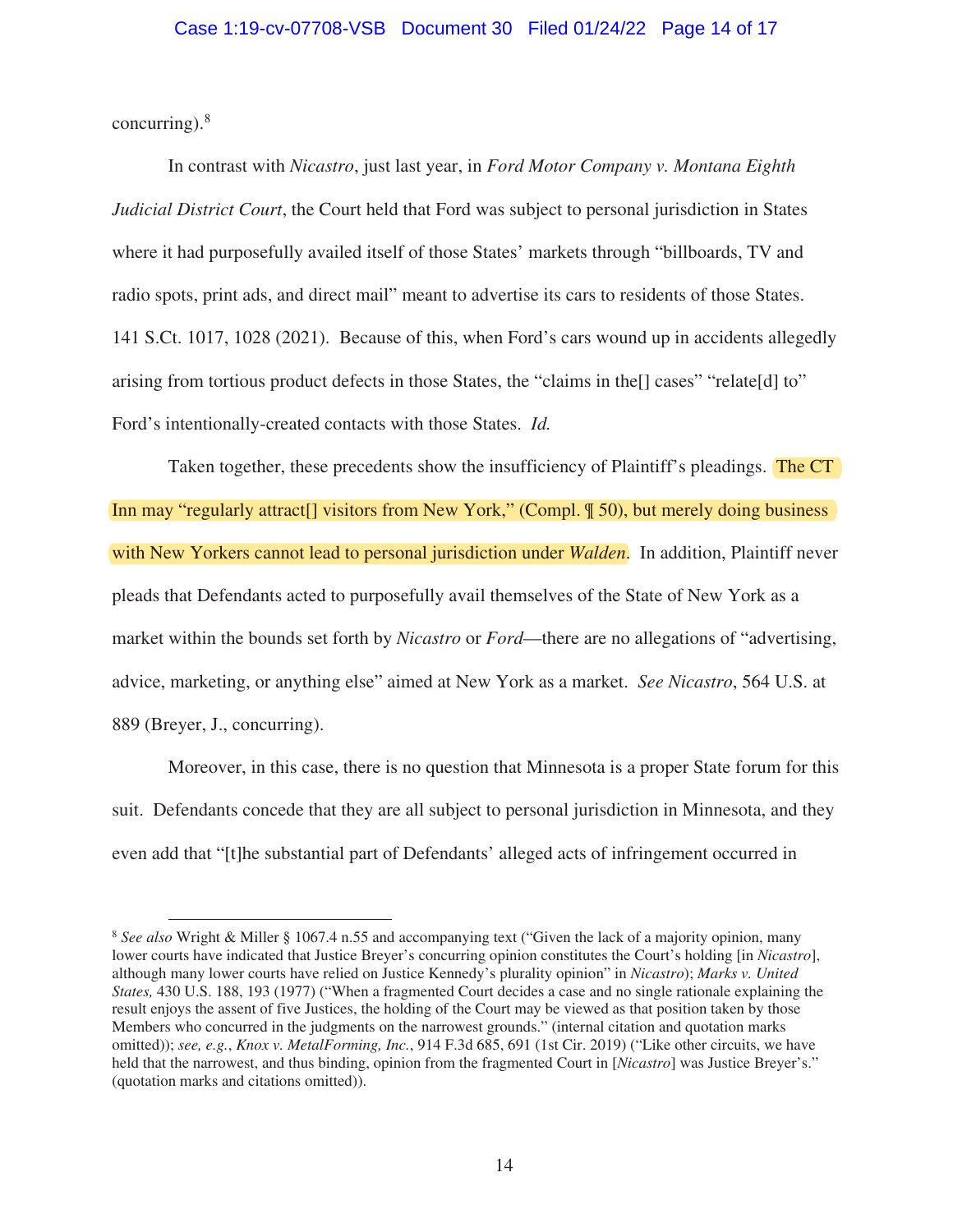concurring).[8]

In contrast with *Nicastro*, just last year, in *Ford Motor Company v. Montana Eighth Judicial District Court*, the Court held that Ford was subject to personal jurisdiction in States where it had purposefully availed itself of those States' markets through "billboards, TV and radio spots, print ads, and direct mail" meant to advertise its cars to residents of those States. 141 S.Ct. 1017, 1028 (2021). Because of this, when Ford's cars wound up in accidents allegedly arising from tortious product defects in those States, the "claims in the[] cases" "relate[d] to" Ford's intentionally-created contacts with those States. *Id.*

Taken together, these precedents show the insufficiency of Plaintiff's pleadings. The CT Inn may "regularly attract[] visitors from New York," (Compl. ¶ 50), but merely doing business with New Yorkers cannot lead to personal jurisdiction under *Walden*. In addition, Plaintiff never pleads that Defendants acted to purposefully avail themselves of the State of New York as a market within the bounds set forth by *Nicastro* or *Ford*—there are no allegations of "advertising, advice, marketing, or anything else" aimed at New York as a market. *See Nicastro*, 564 U.S. at 889 (Breyer, J., concurring).

Moreover, in this case, there is no question that Minnesota is a proper State forum for this suit. Defendants concede that they are all subject to personal jurisdiction in Minnesota, and they even add that "[t]he substantial part of Defendants' alleged acts of infringement occurred in

---

[8] *See also* Wright & Miller § 1067.4 n.55 and accompanying text ("Given the lack of a majority opinion, many lower courts have indicated that Justice Breyer's concurring opinion constitutes the Court's holding [in *Nicastro*], although many lower courts have relied on Justice Kennedy's plurality opinion" in *Nicastro*); *Marks v. United States,* 430 U.S. 188, 193 (1977) ("When a fragmented Court decides a case and no single rationale explaining the result enjoys the assent of five Justices, the holding of the Court may be viewed as that position taken by those Members who concurred in the judgments on the narrowest grounds." (internal citation and quotation marks omitted)); *see, e.g.*, *Knox v. MetalForming, Inc.*, 914 F.3d 685, 691 (1st Cir. 2019) ("Like other circuits, we have held that the narrowest, and thus binding, opinion from the fragmented Court in [*Nicastro*] was Justice Breyer's." (quotation marks and citations omitted)).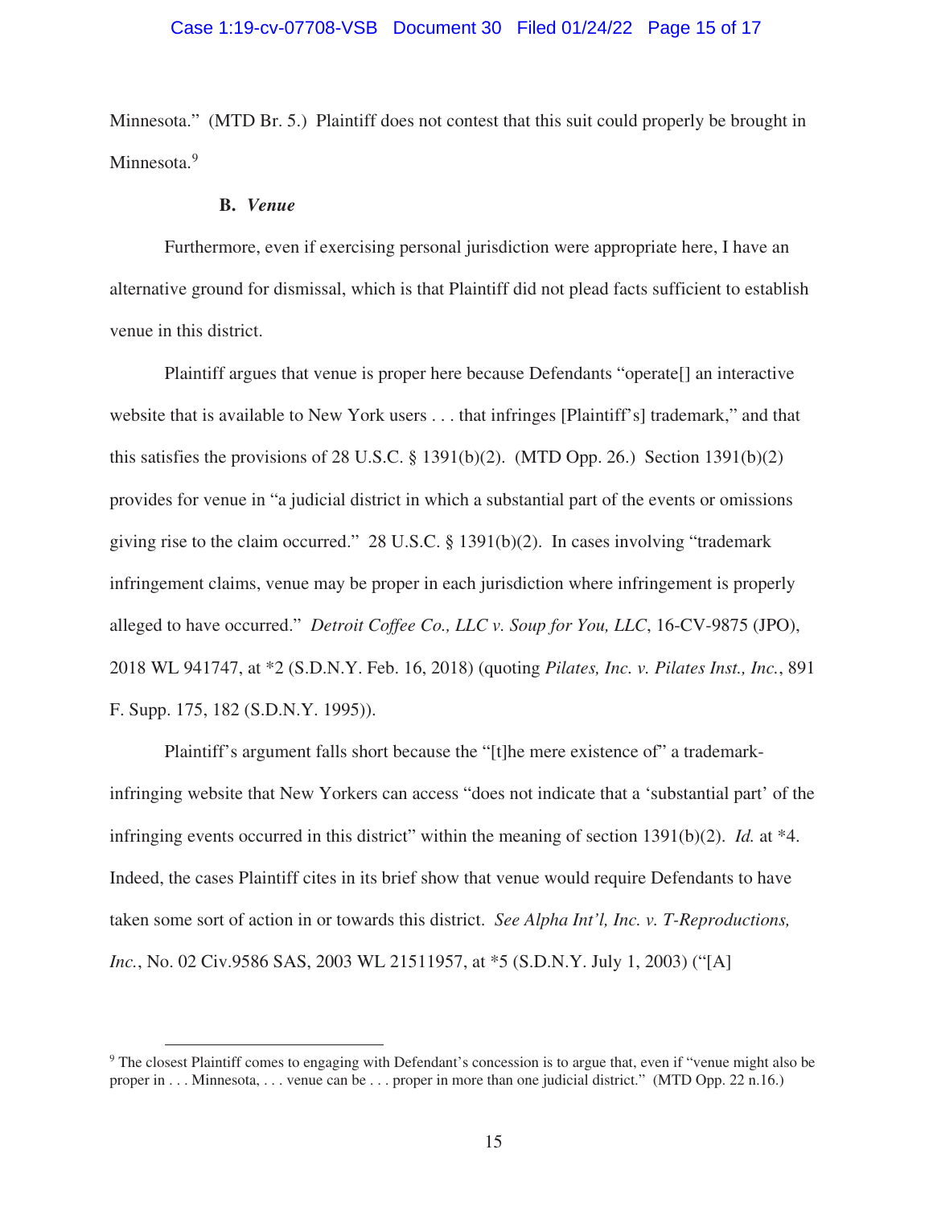Minnesota." (MTD Br. 5.) Plaintiff does not contest that this suit could properly be brought in Minnesota.[9]

### B. *Venue*

Furthermore, even if exercising personal jurisdiction were appropriate here, I have an alternative ground for dismissal, which is that Plaintiff did not plead facts sufficient to establish venue in this district.

Plaintiff argues that venue is proper here because Defendants "operate[] an interactive website that is available to New York users . . . that infringes [Plaintiff's] trademark," and that this satisfies the provisions of 28 U.S.C. § 1391(b)(2). (MTD Opp. 26.) Section 1391(b)(2) provides for venue in "a judicial district in which a substantial part of the events or omissions giving rise to the claim occurred." 28 U.S.C. § 1391(b)(2). In cases involving "trademark infringement claims, venue may be proper in each jurisdiction where infringement is properly alleged to have occurred." *Detroit Coffee Co., LLC v. Soup for You, LLC*, 16-CV-9875 (JPO), 2018 WL 941747, at *2 (S.D.N.Y. Feb. 16, 2018) (quoting *Pilates, Inc. v. Pilates Inst., Inc.*, 891 F. Supp. 175, 182 (S.D.N.Y. 1995)).

Plaintiff's argument falls short because the "[t]he mere existence of" a trademark-infringing website that New Yorkers can access "does not indicate that a 'substantial part' of the infringing events occurred in this district" within the meaning of section 1391(b)(2). *Id.* at *4. Indeed, the cases Plaintiff cites in its brief show that venue would require Defendants to have taken some sort of action in or towards this district. *See Alpha Int'l, Inc. v. T-Reproductions, Inc.*, No. 02 Civ.9586 SAS, 2003 WL 21511957, at *5 (S.D.N.Y. July 1, 2003) ("[A]

---

[9] The closest Plaintiff comes to engaging with Defendant's concession is to argue that, even if "venue might also be proper in . . . Minnesota, . . . venue can be . . . proper in more than one judicial district." (MTD Opp. 22 n.16.)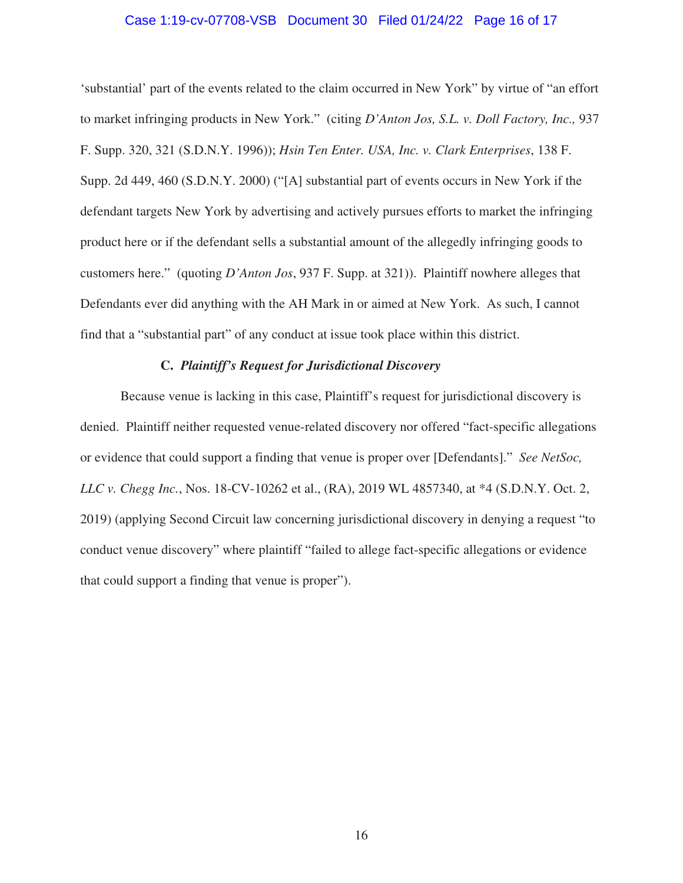'substantial' part of the events related to the claim occurred in New York" by virtue of "an effort to market infringing products in New York." (citing *D'Anton Jos, S.L. v. Doll Factory, Inc.,* 937 F. Supp. 320, 321 (S.D.N.Y. 1996)); *Hsin Ten Enter. USA, Inc. v. Clark Enterprises*, 138 F. Supp. 2d 449, 460 (S.D.N.Y. 2000) ("[A] substantial part of events occurs in New York if the defendant targets New York by advertising and actively pursues efforts to market the infringing product here or if the defendant sells a substantial amount of the allegedly infringing goods to customers here." (quoting *D'Anton Jos*, 937 F. Supp. at 321)). Plaintiff nowhere alleges that Defendants ever did anything with the AH Mark in or aimed at New York. As such, I cannot find that a "substantial part" of any conduct at issue took place within this district.

### C. *Plaintiff's Request for Jurisdictional Discovery*

Because venue is lacking in this case, Plaintiff's request for jurisdictional discovery is denied. Plaintiff neither requested venue-related discovery nor offered "fact-specific allegations or evidence that could support a finding that venue is proper over [Defendants]." *See NetSoc, LLC v. Chegg Inc.*, Nos. 18-CV-10262 et al., (RA), 2019 WL 4857340, at *4 (S.D.N.Y. Oct. 2, 2019) (applying Second Circuit law concerning jurisdictional discovery in denying a request "to conduct venue discovery" where plaintiff "failed to allege fact-specific allegations or evidence that could support a finding that venue is proper").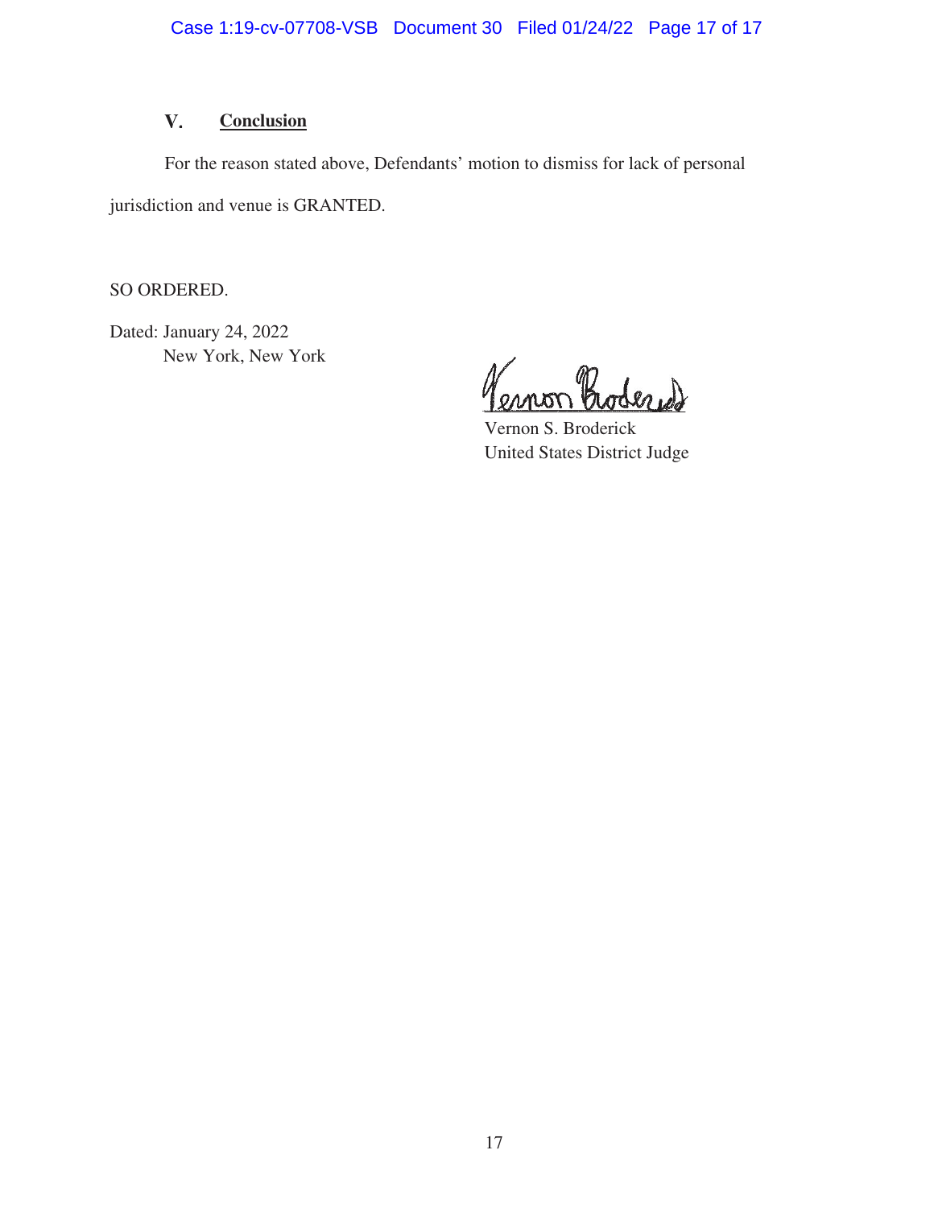## V. Conclusion

For the reason stated above, Defendants' motion to dismiss for lack of personal jurisdiction and venue is GRANTED.

SO ORDERED.

Dated: January 24, 2022
New York, New York

Vernon S. Broderick
United States District Judge